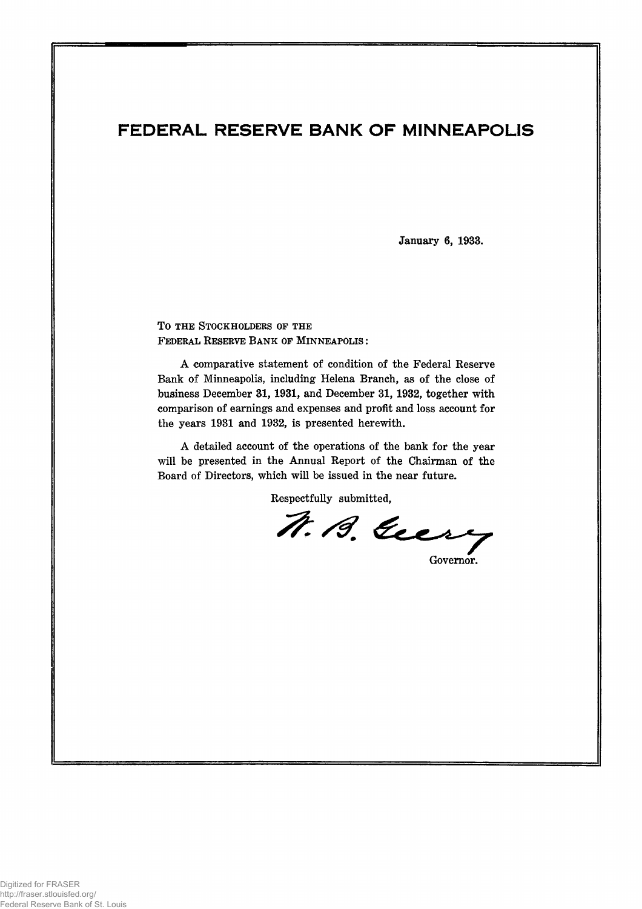# FEDERAL RESERVE BANK OF MINNEAPOLIS

January 6, 1933.

TO THE STOCKHOLDERS OF THE
FEDERAL RESERVE BANK OF MINNEAPOLIS:

A comparative statement of condition of the Federal Reserve Bank of Minneapolis, including Helena Branch, as of the close of business December 31, 1931, and December 31, 1932, together with comparison of earnings and expenses and profit and loss account for the years 1931 and 1932, is presented herewith.

A detailed account of the operations of the bank for the year will be presented in the Annual Report of the Chairman of the Board of Directors, which will be issued in the near future.

Respectfully submitted,

W. B. Geery

Governor.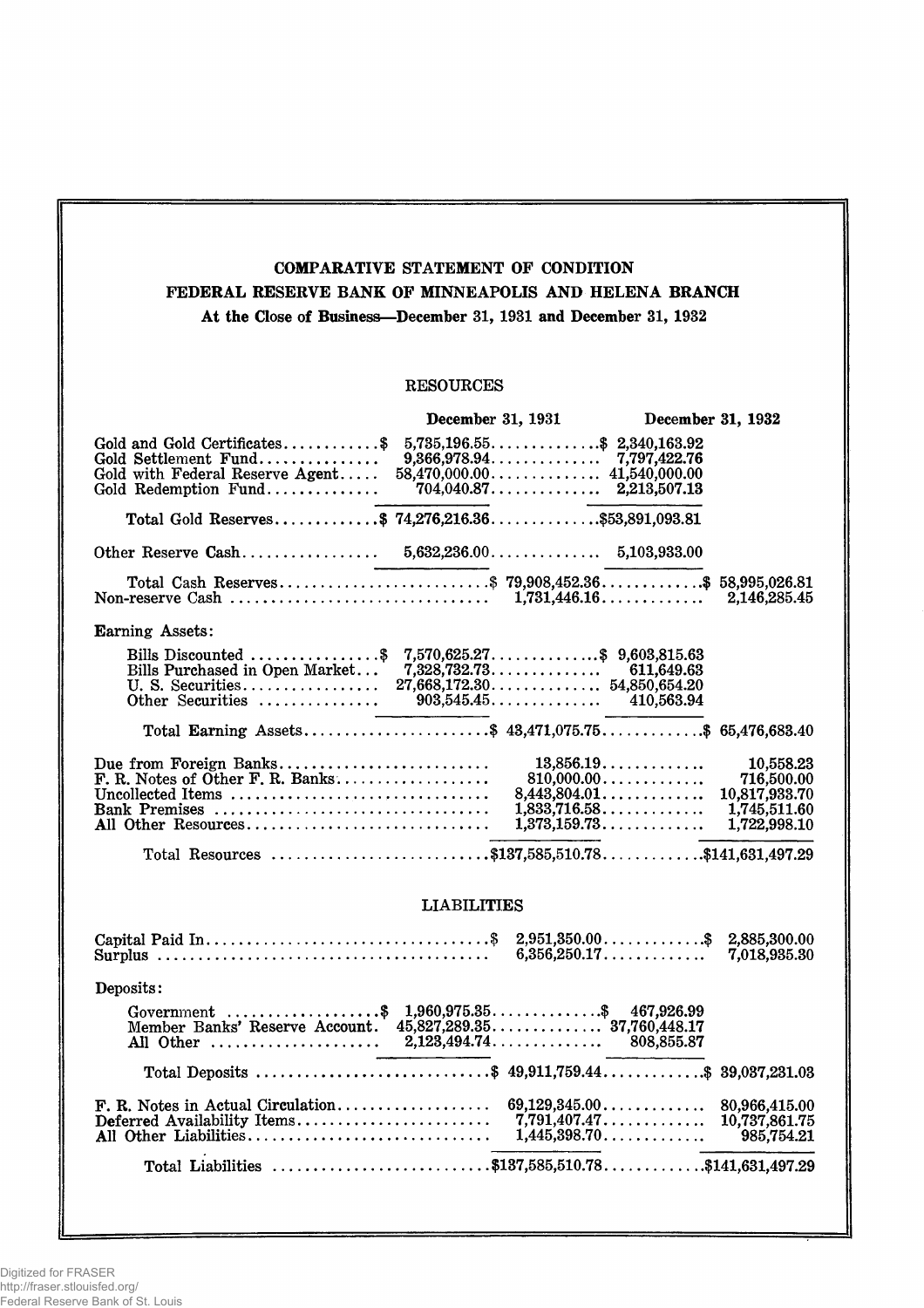# COMPARATIVE STATEMENT OF CONDITION

## FEDERAL RESERVE BANK OF MINNEAPOLIS AND HELENA BRANCH

**At the Close of Business—December 31, 1931 and December 31, 1932**

### RESOURCES

| | December 31, 1931 | | December 31, 1932 | |
|---|---|---|---|---|
| Gold and Gold Certificates | $ 5,735,196.55 | | $ 2,340,163.92 | |
| Gold Settlement Fund | 9,366,978.94 | | 7,797,422.76 | |
| Gold with Federal Reserve Agent | 58,470,000.00 | | 41,540,000.00 | |
| Gold Redemption Fund | 704,040.87 | | 2,213,507.13 | |
| Total Gold Reserves | $ 74,276,216.36 | | $53,891,093.81 | |
| Other Reserve Cash | 5,632,236.00 | | 5,103,933.00 | |
| Total Cash Reserves | | $ 79,908,452.36 | | $ 58,995,026.81 |
| Non-reserve Cash | | 1,731,446.16 | | 2,146,285.45 |
| Earning Assets: | | | | |
| Bills Discounted | $ 7,570,625.27 | | $ 9,603,815.63 | |
| Bills Purchased in Open Market | 7,328,732.73 | | 611,649.63 | |
| U. S. Securities | 27,668,172.30 | | 54,850,654.20 | |
| Other Securities | 903,545.45 | | 410,563.94 | |
| Total Earning Assets | | $ 43,471,075.75 | | $ 65,476,683.40 |
| Due from Foreign Banks | | 13,856.19 | | 10,558.23 |
| F. R. Notes of Other F. R. Banks | | 810,000.00 | | 716,500.00 |
| Uncollected Items | | 8,443,804.01 | | 10,817,933.70 |
| Bank Premises | | 1,833,716.58 | | 1,745,511.60 |
| All Other Resources | | 1,373,159.73 | | 1,722,998.10 |
| Total Resources | | $137,585,510.78 | | $141,631,497.29 |

### LIABILITIES

| | December 31, 1931 | | December 31, 1932 | |
|---|---|---|---|---|
| Capital Paid In | | $ 2,951,350.00 | | $ 2,885,300.00 |
| Surplus | | 6,356,250.17 | | 7,018,935.30 |
| Deposits: | | | | |
| Government | $ 1,960,975.35 | | $ 467,926.99 | |
| Member Banks' Reserve Account | 45,827,289.35 | | 37,760,448.17 | |
| All Other | 2,123,494.74 | | 808,855.87 | |
| Total Deposits | | $ 49,911,759.44 | | $ 39,037,231.03 |
| F. R. Notes in Actual Circulation | | 69,129,345.00 | | 80,966,415.00 |
| Deferred Availability Items | | 7,791,407.47 | | 10,737,861.75 |
| All Other Liabilities | | 1,445,398.70 | | 985,754.21 |
| Total Liabilities | | $137,585,510.78 | | $141,631,497.29 |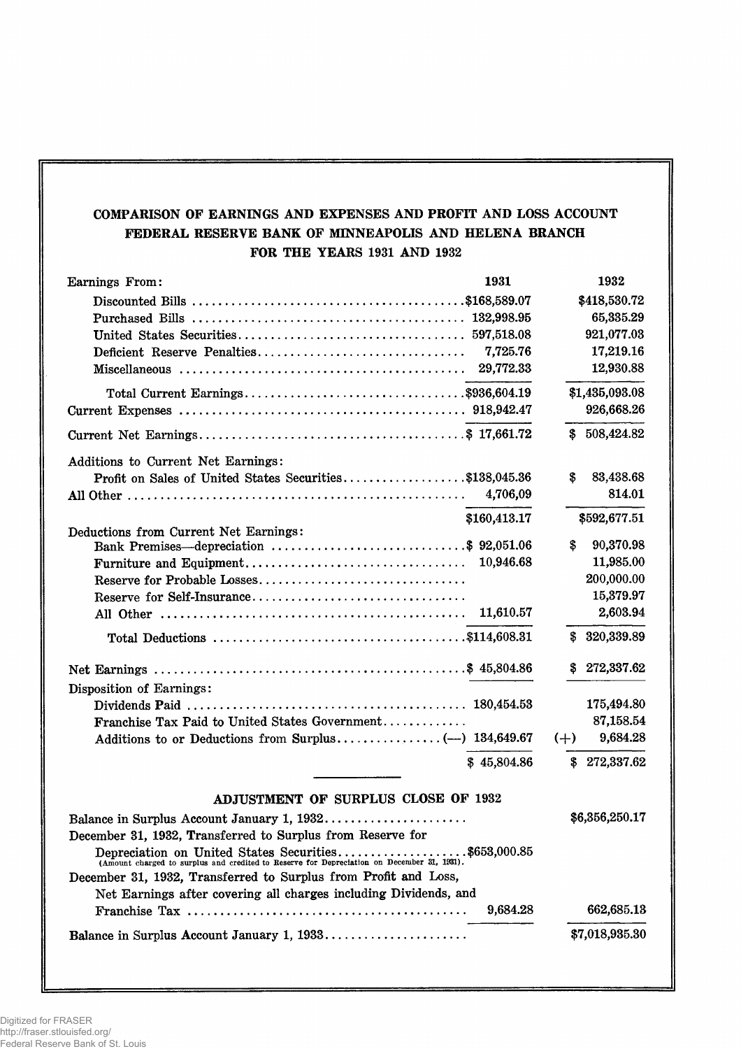## COMPARISON OF EARNINGS AND EXPENSES AND PROFIT AND LOSS ACCOUNT
## FEDERAL RESERVE BANK OF MINNEAPOLIS AND HELENA BRANCH
## FOR THE YEARS 1931 AND 1932

| | 1931 | 1932 |
|---|---|---|
| **Earnings From:** | | |
| Discounted Bills | $168,589.07 | $418,530.72 |
| Purchased Bills | 132,998.95 | 65,335.29 |
| United States Securities | 597,518.08 | 921,077.03 |
| Deficient Reserve Penalties | 7,725.76 | 17,219.16 |
| Miscellaneous | 29,772.33 | 12,930.88 |
| Total Current Earnings | $936,604.19 | $1,435,093.08 |
| Current Expenses | 918,942.47 | 926,668.26 |
| Current Net Earnings | $ 17,661.72 | $ 508,424.82 |
| **Additions to Current Net Earnings:** | | |
| Profit on Sales of United States Securities | $138,045.36 | $ 83,438.68 |
| All Other | 4,706,09 | 814.01 |
| | $160,413.17 | $592,677.51 |
| **Deductions from Current Net Earnings:** | | |
| Bank Premises—depreciation | $ 92,051.06 | $ 90,370.98 |
| Furniture and Equipment | 10,946.68 | 11,985.00 |
| Reserve for Probable Losses | | 200,000.00 |
| Reserve for Self-Insurance | | 15,379.97 |
| All Other | 11,610.57 | 2,603.94 |
| Total Deductions | $114,608.31 | $ 320,339.89 |
| Net Earnings | $ 45,804.86 | $ 272,337.62 |
| **Disposition of Earnings:** | | |
| Dividends Paid | 180,454.53 | 175,494.80 |
| Franchise Tax Paid to United States Government | | 87,158.54 |
| Additions to or Deductions from Surplus | (—) 134,649.67 | (+) 9,684.28 |
| | $ 45,804.86 | $ 272,337.62 |

### ADJUSTMENT OF SURPLUS CLOSE OF 1932

| | | |
|---|---|---|
| Balance in Surplus Account January 1, 1932 | | $6,356,250.17 |
| December 31, 1932, Transferred to Surplus from Reserve for Depreciation on United States Securities (Amount charged to surplus and credited to Reserve for Depreciation on December 31, 1931). | $653,000.85 | |
| December 31, 1932, Transferred to Surplus from Profit and Loss, Net Earnings after covering all charges including Dividends, and Franchise Tax | 9,684.28 | 662,685.13 |
| Balance in Surplus Account January 1, 1933 | | $7,018,935.30 |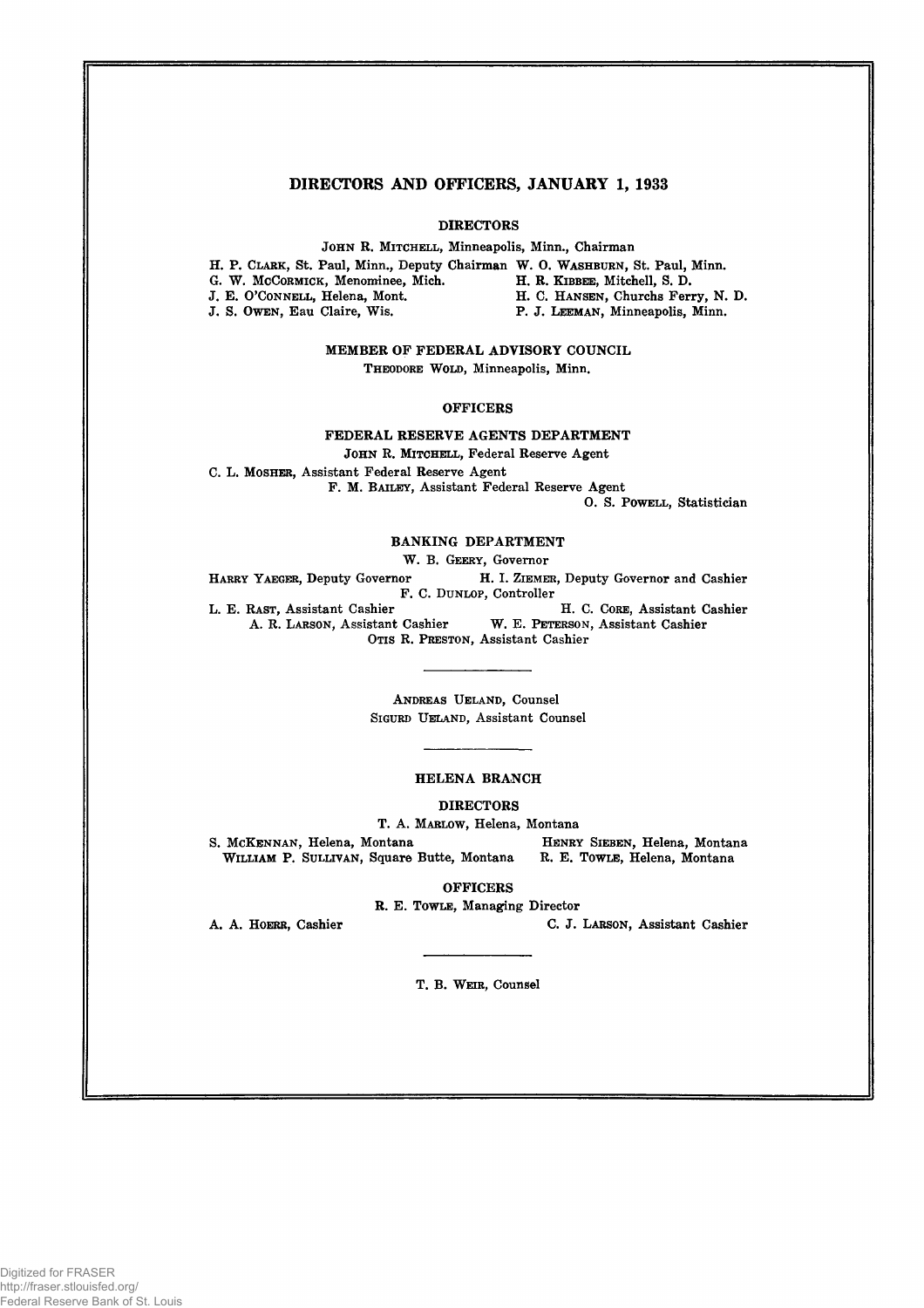## DIRECTORS AND OFFICERS, JANUARY 1, 1933

### DIRECTORS

JOHN R. MITCHELL, Minneapolis, Minn., Chairman

H. P. CLARK, St. Paul, Minn., Deputy Chairman
W. O. WASHBURN, St. Paul, Minn.
G. W. MCCORMICK, Menominee, Mich.
H. R. KIBBEE, Mitchell, S. D.
J. E. O'CONNELL, Helena, Mont.
H. C. HANSEN, Churchs Ferry, N. D.
J. S. OWEN, Eau Claire, Wis.
P. J. LEEMAN, Minneapolis, Minn.

### MEMBER OF FEDERAL ADVISORY COUNCIL

THEODORE WOLD, Minneapolis, Minn.

### OFFICERS

#### FEDERAL RESERVE AGENTS DEPARTMENT

JOHN R. MITCHELL, Federal Reserve Agent

C. L. MOSHER, Assistant Federal Reserve Agent
F. M. BAILEY, Assistant Federal Reserve Agent
O. S. POWELL, Statistician

#### BANKING DEPARTMENT

W. B. GEERY, Governor

HARRY YAEGER, Deputy Governor
H. I. ZIEMER, Deputy Governor and Cashier
F. C. DUNLOP, Controller
L. E. RAST, Assistant Cashier
H. C. CORE, Assistant Cashier
A. R. LARSON, Assistant Cashier
W. E. PETERSON, Assistant Cashier
OTIS R. PRESTON, Assistant Cashier

---

ANDREAS UELAND, Counsel
SIGURD UELAND, Assistant Counsel

---

### HELENA BRANCH

#### DIRECTORS

T. A. MARLOW, Helena, Montana

S. MCKENNAN, Helena, Montana
HENRY SIEBEN, Helena, Montana
WILLIAM P. SULLIVAN, Square Butte, Montana
R. E. TOWLE, Helena, Montana

#### OFFICERS

R. E. TOWLE, Managing Director

A. A. HOERR, Cashier
C. J. LARSON, Assistant Cashier

---

T. B. WEIR, Counsel